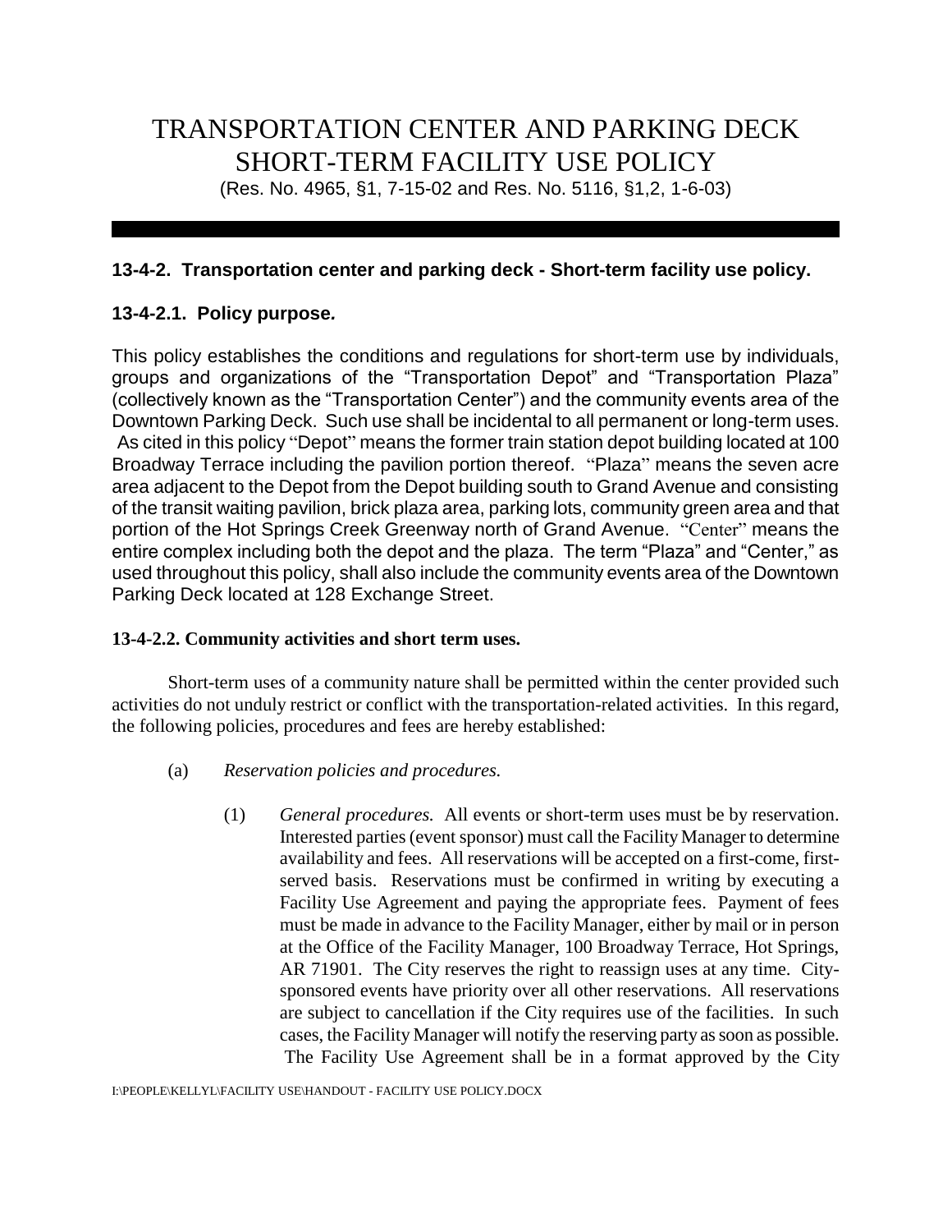# TRANSPORTATION CENTER AND PARKING DECK SHORT-TERM FACILITY USE POLICY

(Res. No. 4965, §1, 7-15-02 and Res. No. 5116, §1,2, 1-6-03)

## 13-4-2. Transportation center and parking deck - Short-term facility use policy.

### 13-4-2.1. Policy purpose.

This policy establishes the conditions and regulations for short-term use by individuals, groups and organizations of the "Transportation Depot" and "Transportation Plaza" (collectively known as the "Transportation Center") and the community events area of the Downtown Parking Deck. Such use shall be incidental to all permanent or long-term uses. As cited in this policy "Depot" means the former train station depot building located at 100 Broadway Terrace including the pavilion portion thereof. "Plaza" means the seven acre area adjacent to the Depot from the Depot building south to Grand Avenue and consisting of the transit waiting pavilion, brick plaza area, parking lots, community green area and that portion of the Hot Springs Creek Greenway north of Grand Avenue. "Center" means the entire complex including both the depot and the plaza. The term "Plaza" and "Center," as used throughout this policy, shall also include the community events area of the Downtown Parking Deck located at 128 Exchange Street.

### 13-4-2.2. Community activities and short term uses.

Short-term uses of a community nature shall be permitted within the center provided such activities do not unduly restrict or conflict with the transportation-related activities. In this regard, the following policies, procedures and fees are hereby established:

(a) *Reservation policies and procedures.*

(1) *General procedures.* All events or short-term uses must be by reservation. Interested parties (event sponsor) must call the Facility Manager to determine availability and fees. All reservations will be accepted on a first-come, first-served basis. Reservations must be confirmed in writing by executing a Facility Use Agreement and paying the appropriate fees. Payment of fees must be made in advance to the Facility Manager, either by mail or in person at the Office of the Facility Manager, 100 Broadway Terrace, Hot Springs, AR 71901. The City reserves the right to reassign uses at any time. City-sponsored events have priority over all other reservations. All reservations are subject to cancellation if the City requires use of the facilities. In such cases, the Facility Manager will notify the reserving party as soon as possible. The Facility Use Agreement shall be in a format approved by the City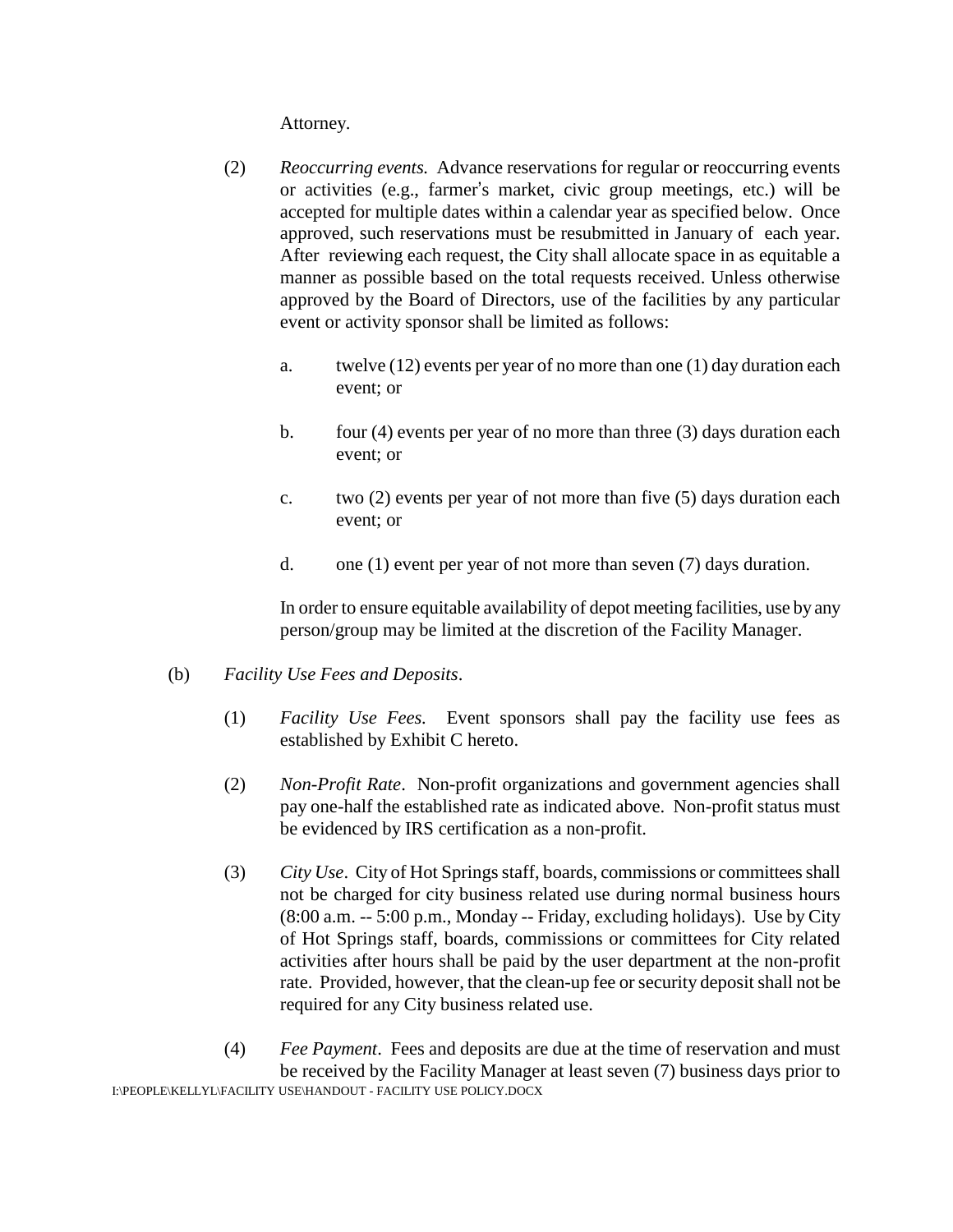Attorney.

(2) *Reoccurring events.* Advance reservations for regular or reoccurring events or activities (e.g., farmer's market, civic group meetings, etc.) will be accepted for multiple dates within a calendar year as specified below. Once approved, such reservations must be resubmitted in January of each year. After reviewing each request, the City shall allocate space in as equitable a manner as possible based on the total requests received. Unless otherwise approved by the Board of Directors, use of the facilities by any particular event or activity sponsor shall be limited as follows:

a. twelve (12) events per year of no more than one (1) day duration each event; or

b. four (4) events per year of no more than three (3) days duration each event; or

c. two (2) events per year of not more than five (5) days duration each event; or

d. one (1) event per year of not more than seven (7) days duration.

In order to ensure equitable availability of depot meeting facilities, use by any person/group may be limited at the discretion of the Facility Manager.

(b) *Facility Use Fees and Deposits*.

(1) *Facility Use Fees.* Event sponsors shall pay the facility use fees as established by Exhibit C hereto.

(2) *Non-Profit Rate*. Non-profit organizations and government agencies shall pay one-half the established rate as indicated above. Non-profit status must be evidenced by IRS certification as a non-profit.

(3) *City Use*. City of Hot Springs staff, boards, commissions or committees shall not be charged for city business related use during normal business hours (8:00 a.m. -- 5:00 p.m., Monday -- Friday, excluding holidays). Use by City of Hot Springs staff, boards, commissions or committees for City related activities after hours shall be paid by the user department at the non-profit rate. Provided, however, that the clean-up fee or security deposit shall not be required for any City business related use.

(4) *Fee Payment*. Fees and deposits are due at the time of reservation and must be received by the Facility Manager at least seven (7) business days prior to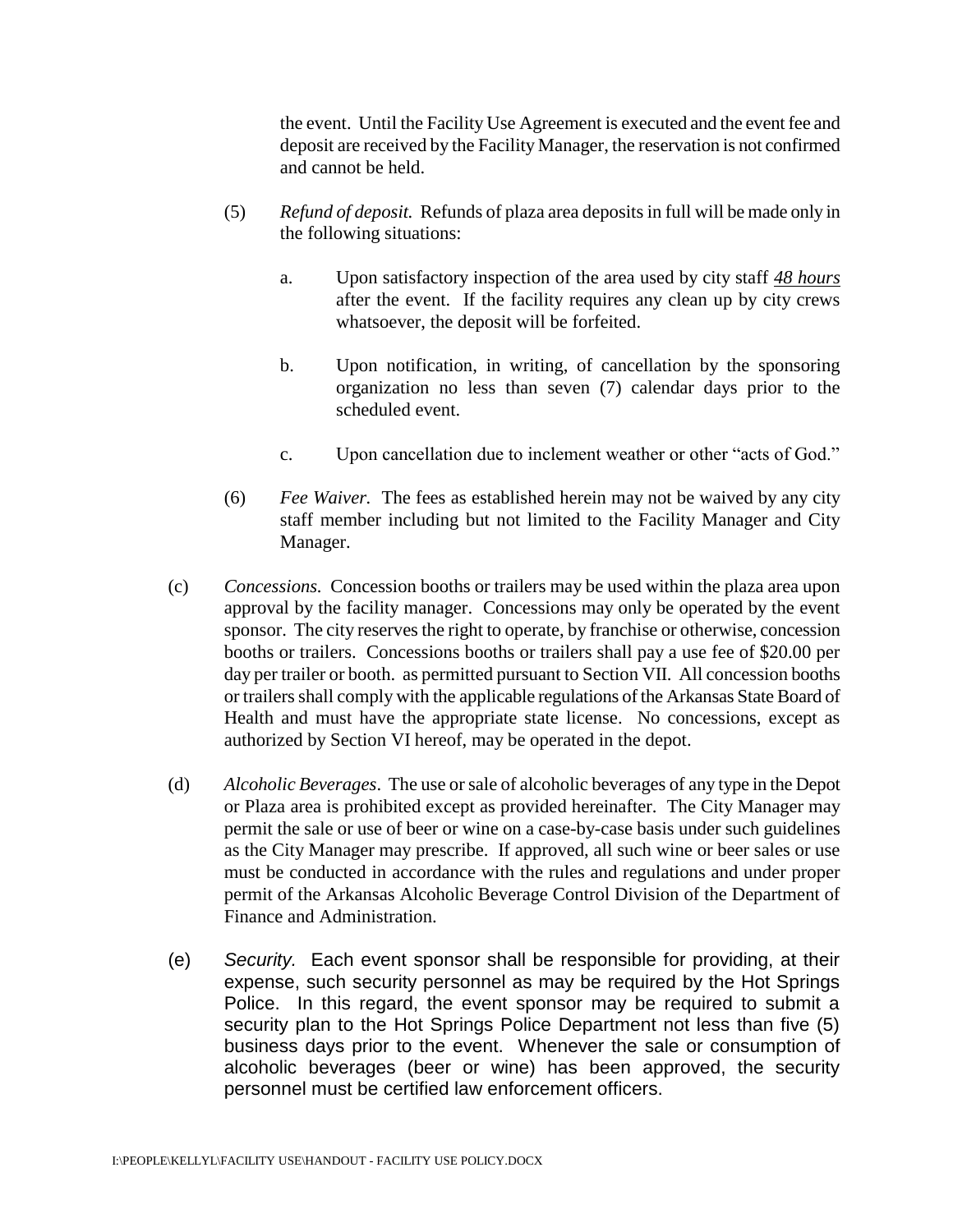the event. Until the Facility Use Agreement is executed and the event fee and deposit are received by the Facility Manager, the reservation is not confirmed and cannot be held.

(5) *Refund of deposit.* Refunds of plaza area deposits in full will be made only in the following situations:

a. Upon satisfactory inspection of the area used by city staff ***48 hours*** after the event. If the facility requires any clean up by city crews whatsoever, the deposit will be forfeited.

b. Upon notification, in writing, of cancellation by the sponsoring organization no less than seven (7) calendar days prior to the scheduled event.

c. Upon cancellation due to inclement weather or other "acts of God."

(6) *Fee Waiver.* The fees as established herein may not be waived by any city staff member including but not limited to the Facility Manager and City Manager.

(c) *Concessions.* Concession booths or trailers may be used within the plaza area upon approval by the facility manager. Concessions may only be operated by the event sponsor. The city reserves the right to operate, by franchise or otherwise, concession booths or trailers. Concessions booths or trailers shall pay a use fee of $20.00 per day per trailer or booth. as permitted pursuant to Section VII. All concession booths or trailers shall comply with the applicable regulations of the Arkansas State Board of Health and must have the appropriate state license. No concessions, except as authorized by Section VI hereof, may be operated in the depot.

(d) *Alcoholic Beverages*. The use or sale of alcoholic beverages of any type in the Depot or Plaza area is prohibited except as provided hereinafter. The City Manager may permit the sale or use of beer or wine on a case-by-case basis under such guidelines as the City Manager may prescribe. If approved, all such wine or beer sales or use must be conducted in accordance with the rules and regulations and under proper permit of the Arkansas Alcoholic Beverage Control Division of the Department of Finance and Administration.

(e) *Security.* Each event sponsor shall be responsible for providing, at their expense, such security personnel as may be required by the Hot Springs Police. In this regard, the event sponsor may be required to submit a security plan to the Hot Springs Police Department not less than five (5) business days prior to the event. Whenever the sale or consumption of alcoholic beverages (beer or wine) has been approved, the security personnel must be certified law enforcement officers.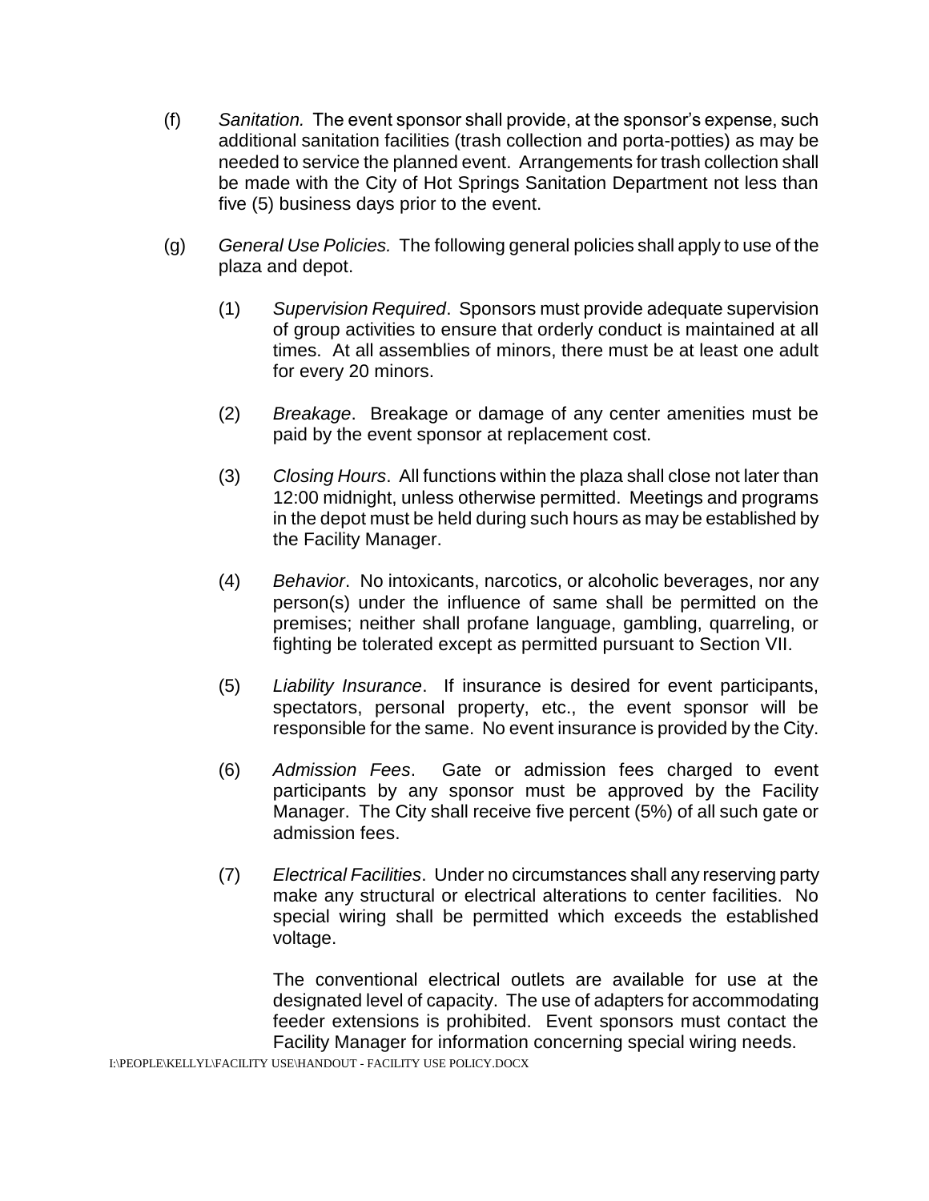(f) *Sanitation.* The event sponsor shall provide, at the sponsor's expense, such additional sanitation facilities (trash collection and porta-potties) as may be needed to service the planned event. Arrangements for trash collection shall be made with the City of Hot Springs Sanitation Department not less than five (5) business days prior to the event.

(g) *General Use Policies.* The following general policies shall apply to use of the plaza and depot.

(1) *Supervision Required*. Sponsors must provide adequate supervision of group activities to ensure that orderly conduct is maintained at all times. At all assemblies of minors, there must be at least one adult for every 20 minors.

(2) *Breakage*. Breakage or damage of any center amenities must be paid by the event sponsor at replacement cost.

(3) *Closing Hours*. All functions within the plaza shall close not later than 12:00 midnight, unless otherwise permitted. Meetings and programs in the depot must be held during such hours as may be established by the Facility Manager.

(4) *Behavior*. No intoxicants, narcotics, or alcoholic beverages, nor any person(s) under the influence of same shall be permitted on the premises; neither shall profane language, gambling, quarreling, or fighting be tolerated except as permitted pursuant to Section VII.

(5) *Liability Insurance*. If insurance is desired for event participants, spectators, personal property, etc., the event sponsor will be responsible for the same. No event insurance is provided by the City.

(6) *Admission Fees*. Gate or admission fees charged to event participants by any sponsor must be approved by the Facility Manager. The City shall receive five percent (5%) of all such gate or admission fees.

(7) *Electrical Facilities*. Under no circumstances shall any reserving party make any structural or electrical alterations to center facilities. No special wiring shall be permitted which exceeds the established voltage.

The conventional electrical outlets are available for use at the designated level of capacity. The use of adapters for accommodating feeder extensions is prohibited. Event sponsors must contact the Facility Manager for information concerning special wiring needs.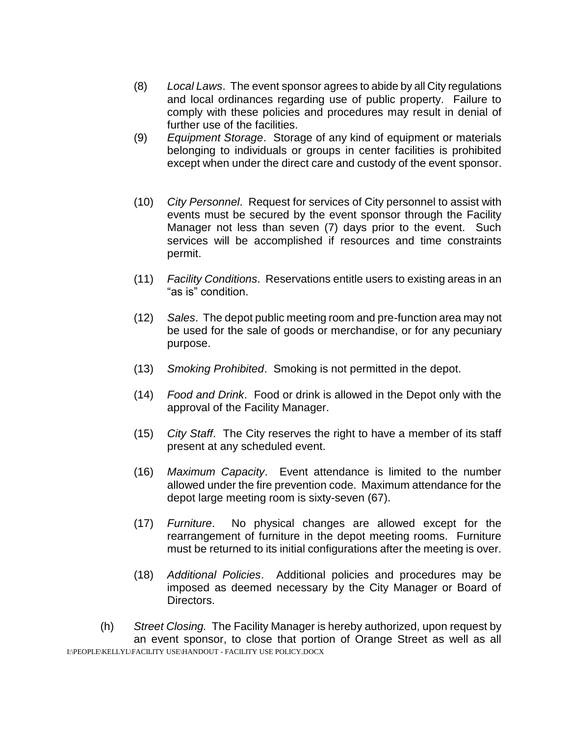(8) *Local Laws*. The event sponsor agrees to abide by all City regulations and local ordinances regarding use of public property. Failure to comply with these policies and procedures may result in denial of further use of the facilities.

(9) *Equipment Storage*. Storage of any kind of equipment or materials belonging to individuals or groups in center facilities is prohibited except when under the direct care and custody of the event sponsor.

(10) *City Personnel*. Request for services of City personnel to assist with events must be secured by the event sponsor through the Facility Manager not less than seven (7) days prior to the event. Such services will be accomplished if resources and time constraints permit.

(11) *Facility Conditions*. Reservations entitle users to existing areas in an "as is" condition.

(12) *Sales*. The depot public meeting room and pre-function area may not be used for the sale of goods or merchandise, or for any pecuniary purpose.

(13) *Smoking Prohibited*. Smoking is not permitted in the depot.

(14) *Food and Drink*. Food or drink is allowed in the Depot only with the approval of the Facility Manager.

(15) *City Staff*. The City reserves the right to have a member of its staff present at any scheduled event.

(16) *Maximum Capacity*. Event attendance is limited to the number allowed under the fire prevention code. Maximum attendance for the depot large meeting room is sixty-seven (67).

(17) *Furniture*. No physical changes are allowed except for the rearrangement of furniture in the depot meeting rooms. Furniture must be returned to its initial configurations after the meeting is over.

(18) *Additional Policies*. Additional policies and procedures may be imposed as deemed necessary by the City Manager or Board of Directors.

(h) *Street Closing.* The Facility Manager is hereby authorized, upon request by an event sponsor, to close that portion of Orange Street as well as all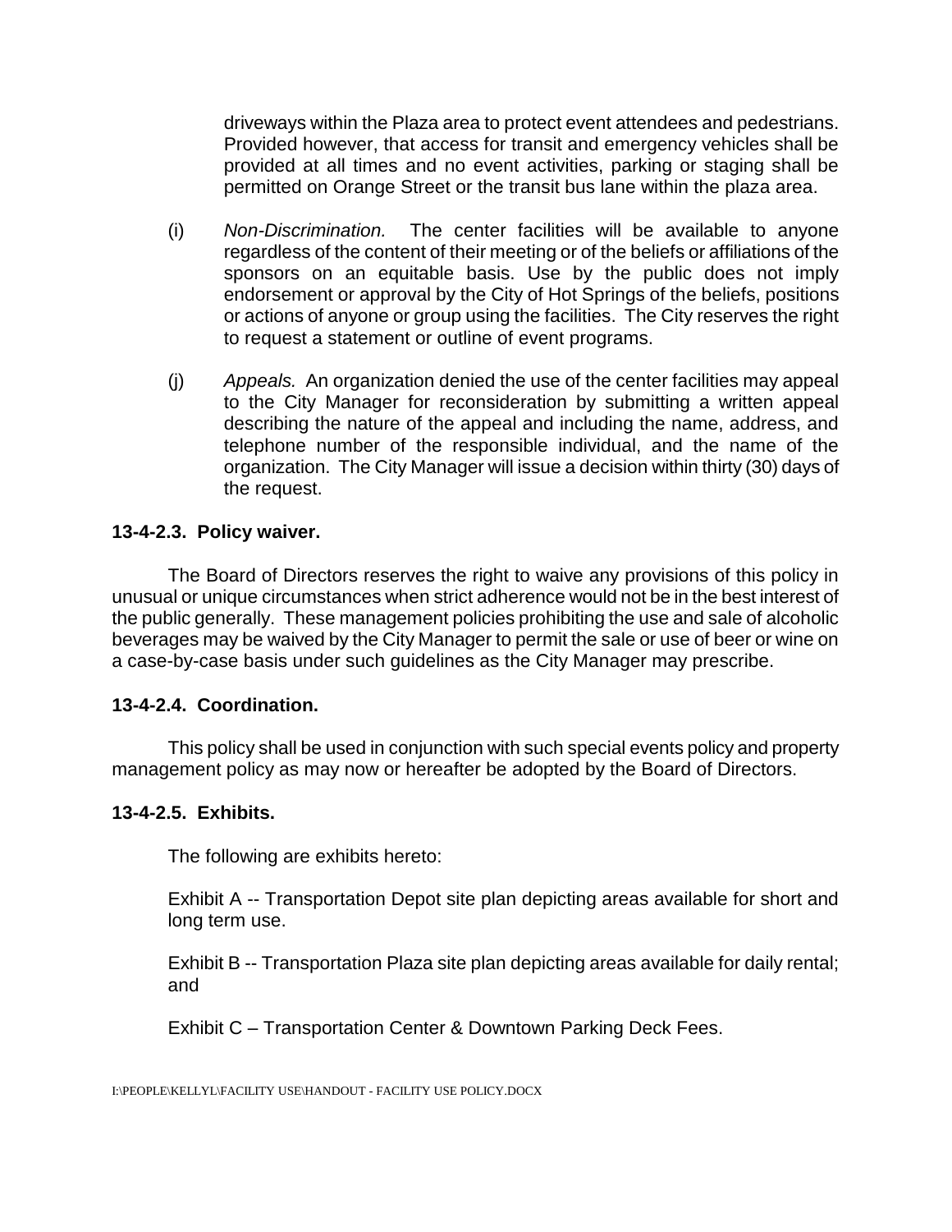driveways within the Plaza area to protect event attendees and pedestrians. Provided however, that access for transit and emergency vehicles shall be provided at all times and no event activities, parking or staging shall be permitted on Orange Street or the transit bus lane within the plaza area.

(i) *Non-Discrimination.* The center facilities will be available to anyone regardless of the content of their meeting or of the beliefs or affiliations of the sponsors on an equitable basis. Use by the public does not imply endorsement or approval by the City of Hot Springs of the beliefs, positions or actions of anyone or group using the facilities. The City reserves the right to request a statement or outline of event programs.

(j) *Appeals.* An organization denied the use of the center facilities may appeal to the City Manager for reconsideration by submitting a written appeal describing the nature of the appeal and including the name, address, and telephone number of the responsible individual, and the name of the organization. The City Manager will issue a decision within thirty (30) days of the request.

**13-4-2.3. Policy waiver.**

The Board of Directors reserves the right to waive any provisions of this policy in unusual or unique circumstances when strict adherence would not be in the best interest of the public generally. These management policies prohibiting the use and sale of alcoholic beverages may be waived by the City Manager to permit the sale or use of beer or wine on a case-by-case basis under such guidelines as the City Manager may prescribe.

**13-4-2.4. Coordination.**

This policy shall be used in conjunction with such special events policy and property management policy as may now or hereafter be adopted by the Board of Directors.

**13-4-2.5. Exhibits.**

The following are exhibits hereto:

Exhibit A -- Transportation Depot site plan depicting areas available for short and long term use.

Exhibit B -- Transportation Plaza site plan depicting areas available for daily rental; and

Exhibit C – Transportation Center & Downtown Parking Deck Fees.

I:\PEOPLE\KELLYL\FACILITY USE\HANDOUT - FACILITY USE POLICY.DOCX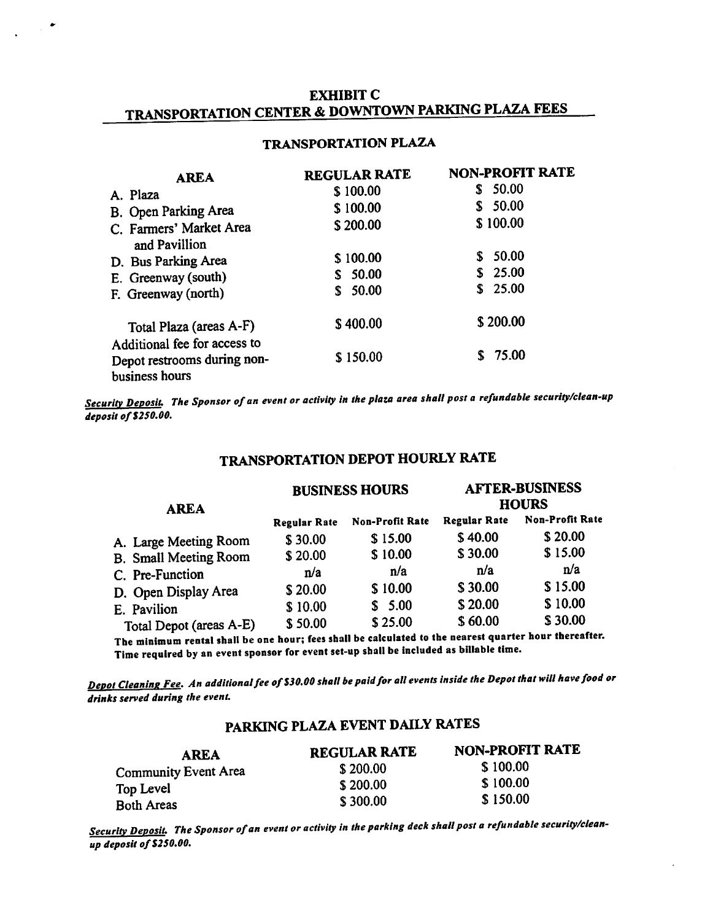# EXHIBIT C

## TRANSPORTATION CENTER & DOWNTOWN PARKING PLAZA FEES

### TRANSPORTATION PLAZA

| AREA | REGULAR RATE | NON-PROFIT RATE |
|---|---|---|
| A. Plaza | $ 100.00 | $ 50.00 |
| B. Open Parking Area | $ 100.00 | $ 50.00 |
| C. Farmers' Market Area and Pavillion | $ 200.00 | $ 100.00 |
| D. Bus Parking Area | $ 100.00 | $ 50.00 |
| E. Greenway (south) | $ 50.00 | $ 25.00 |
| F. Greenway (north) | $ 50.00 | $ 25.00 |
| Total Plaza (areas A-F) | $ 400.00 | $ 200.00 |
| Additional fee for access to Depot restrooms during non-business hours | $ 150.00 | $ 75.00 |

***Security Deposit.*** *The Sponsor of an event or activity in the plaza area shall post a refundable security/clean-up deposit of $250.00.*

### TRANSPORTATION DEPOT HOURLY RATE

| AREA | BUSINESS HOURS | | AFTER-BUSINESS HOURS | |
|---|---|---|---|---|
| | Regular Rate | Non-Profit Rate | Regular Rate | Non-Profit Rate |
| A. Large Meeting Room | $ 30.00 | $ 15.00 | $ 40.00 | $ 20.00 |
| B. Small Meeting Room | $ 20.00 | $ 10.00 | $ 30.00 | $ 15.00 |
| C. Pre-Function | n/a | n/a | n/a | n/a |
| D. Open Display Area | $ 20.00 | $ 10.00 | $ 30.00 | $ 15.00 |
| E. Pavilion | $ 10.00 | $ 5.00 | $ 20.00 | $ 10.00 |
| Total Depot (areas A-E) | $ 50.00 | $ 25.00 | $ 60.00 | $ 30.00 |

**The minimum rental shall be one hour; fees shall be calculated to the nearest quarter hour thereafter. Time required by an event sponsor for event set-up shall be included as billable time.**

***Depot Cleaning Fee.*** *An additional fee of $30.00 shall be paid for all events inside the Depot that will have food or drinks served during the event.*

### PARKING PLAZA EVENT DAILY RATES

| AREA | REGULAR RATE | NON-PROFIT RATE |
|---|---|---|
| Community Event Area | $ 200.00 | $ 100.00 |
| Top Level | $ 200.00 | $ 100.00 |
| Both Areas | $ 300.00 | $ 150.00 |

***Security Deposit.*** *The Sponsor of an event or activity in the parking deck shall post a refundable security/clean-up deposit of $250.00.*